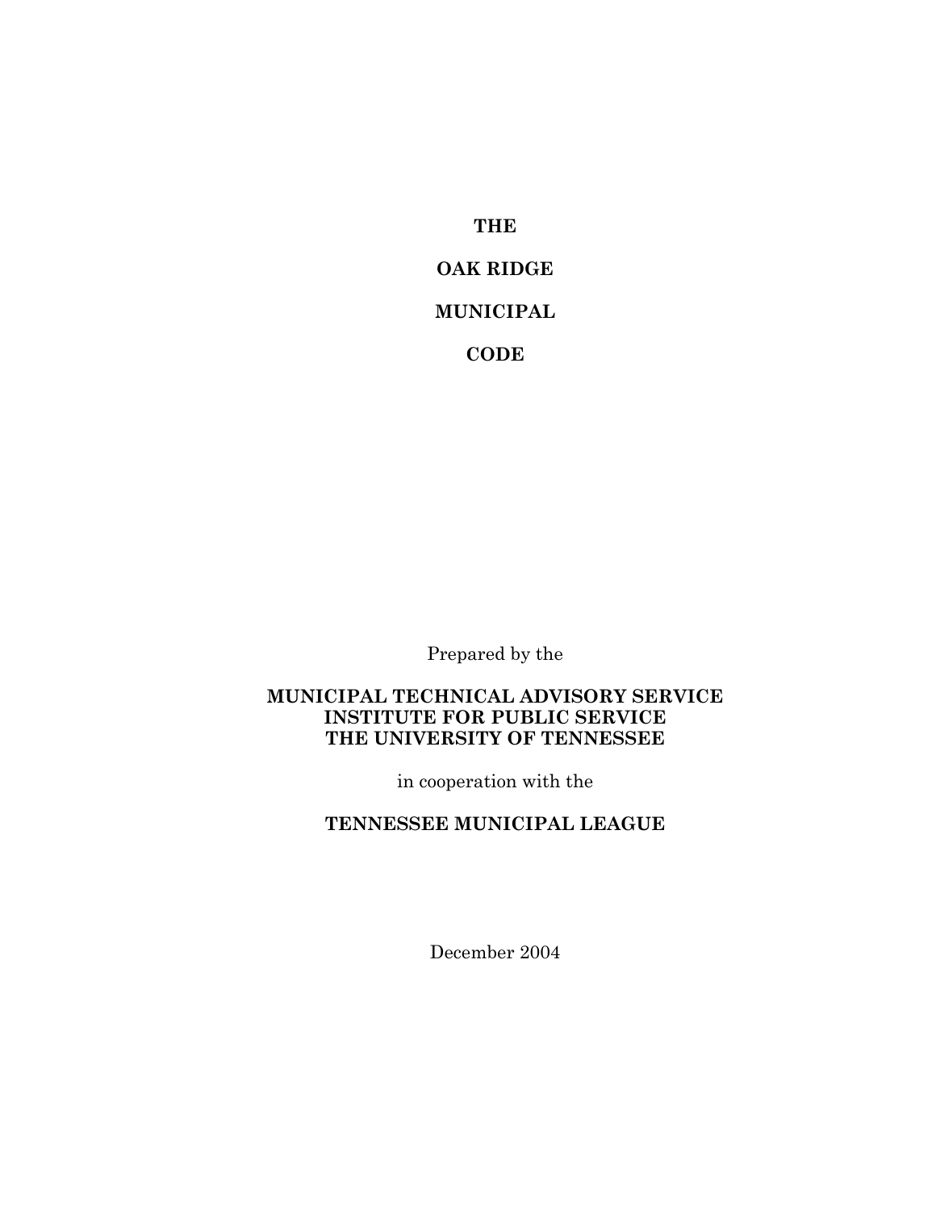# THE

# OAK RIDGE

# MUNICIPAL

# CODE

Prepared by the

**MUNICIPAL TECHNICAL ADVISORY SERVICE**
**INSTITUTE FOR PUBLIC SERVICE**
**THE UNIVERSITY OF TENNESSEE**

in cooperation with the

**TENNESSEE MUNICIPAL LEAGUE**

December 2004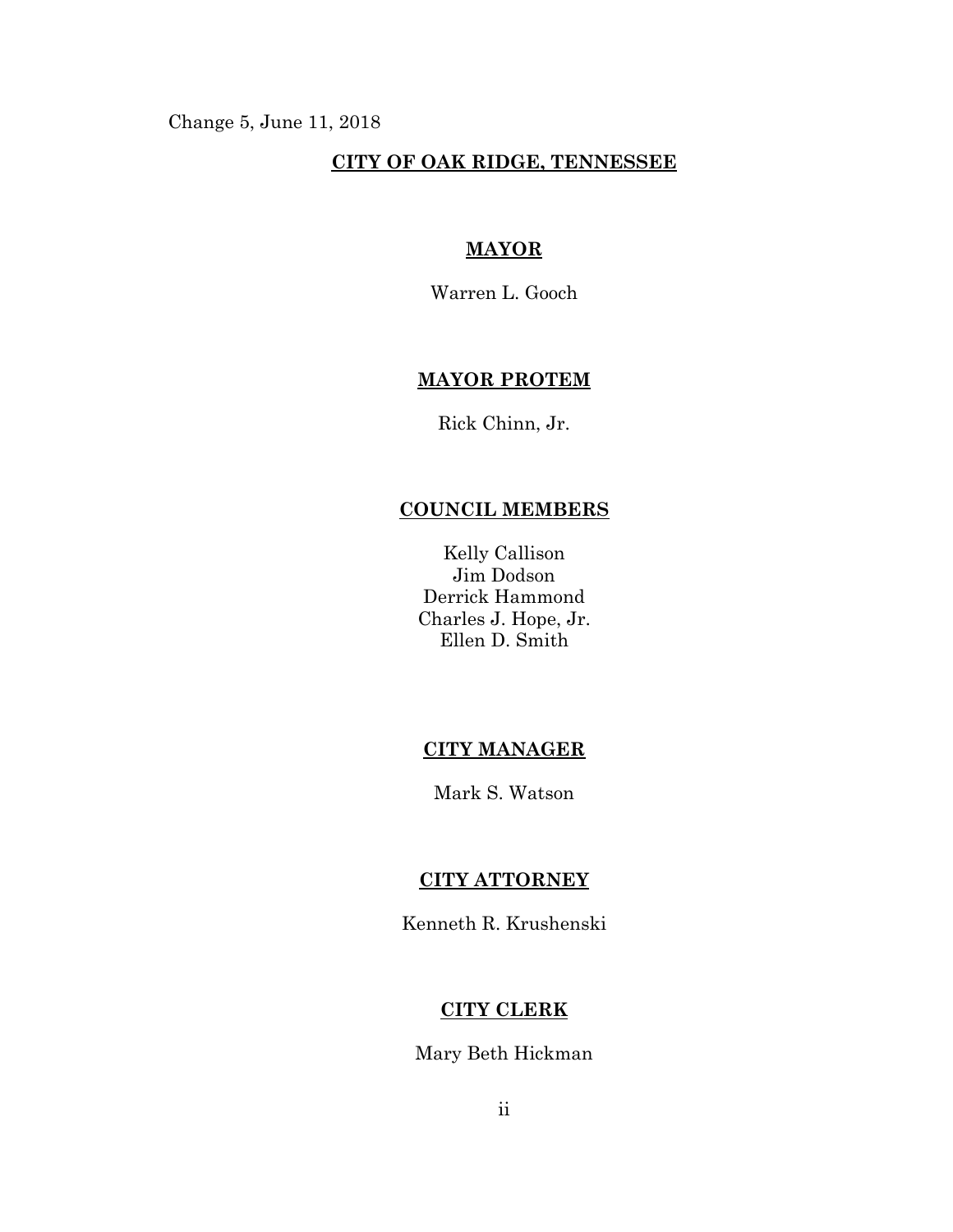Change 5, June 11, 2018

## **CITY OF OAK RIDGE, TENNESSEE**

### **MAYOR**

Warren L. Gooch

### **MAYOR PROTEM**

Rick Chinn, Jr.

### **COUNCIL MEMBERS**

Kelly Callison
Jim Dodson
Derrick Hammond
Charles J. Hope, Jr.
Ellen D. Smith

### **CITY MANAGER**

Mark S. Watson

### **CITY ATTORNEY**

Kenneth R. Krushenski

### **CITY CLERK**

Mary Beth Hickman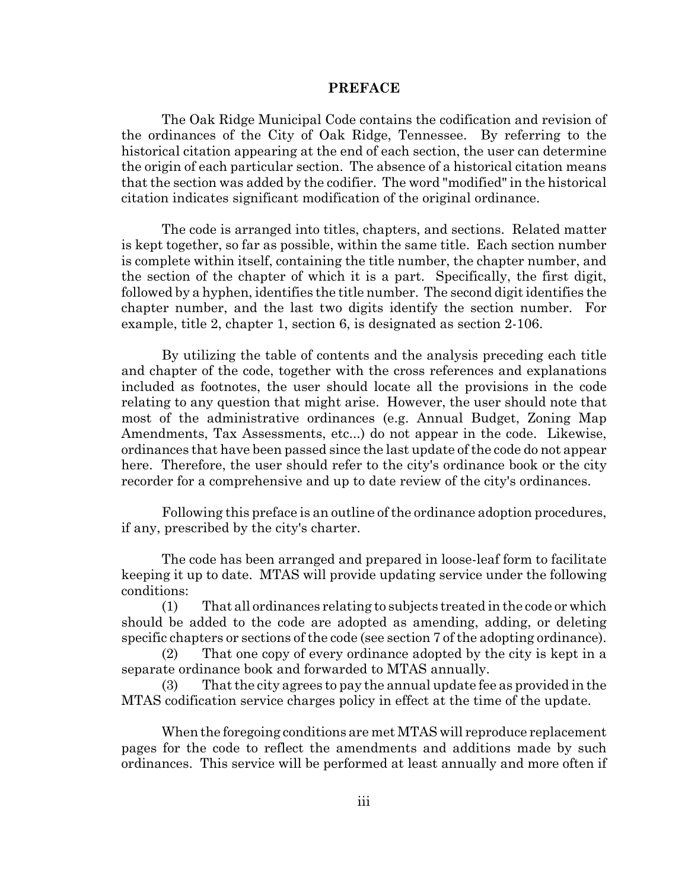## PREFACE

The Oak Ridge Municipal Code contains the codification and revision of the ordinances of the City of Oak Ridge, Tennessee. By referring to the historical citation appearing at the end of each section, the user can determine the origin of each particular section. The absence of a historical citation means that the section was added by the codifier. The word "modified" in the historical citation indicates significant modification of the original ordinance.

The code is arranged into titles, chapters, and sections. Related matter is kept together, so far as possible, within the same title. Each section number is complete within itself, containing the title number, the chapter number, and the section of the chapter of which it is a part. Specifically, the first digit, followed by a hyphen, identifies the title number. The second digit identifies the chapter number, and the last two digits identify the section number. For example, title 2, chapter 1, section 6, is designated as section 2-106.

By utilizing the table of contents and the analysis preceding each title and chapter of the code, together with the cross references and explanations included as footnotes, the user should locate all the provisions in the code relating to any question that might arise. However, the user should note that most of the administrative ordinances (e.g. Annual Budget, Zoning Map Amendments, Tax Assessments, etc...) do not appear in the code. Likewise, ordinances that have been passed since the last update of the code do not appear here. Therefore, the user should refer to the city's ordinance book or the city recorder for a comprehensive and up to date review of the city's ordinances.

Following this preface is an outline of the ordinance adoption procedures, if any, prescribed by the city's charter.

The code has been arranged and prepared in loose-leaf form to facilitate keeping it up to date. MTAS will provide updating service under the following conditions:

(1) That all ordinances relating to subjects treated in the code or which should be added to the code are adopted as amending, adding, or deleting specific chapters or sections of the code (see section 7 of the adopting ordinance).

(2) That one copy of every ordinance adopted by the city is kept in a separate ordinance book and forwarded to MTAS annually.

(3) That the city agrees to pay the annual update fee as provided in the MTAS codification service charges policy in effect at the time of the update.

When the foregoing conditions are met MTAS will reproduce replacement pages for the code to reflect the amendments and additions made by such ordinances. This service will be performed at least annually and more often if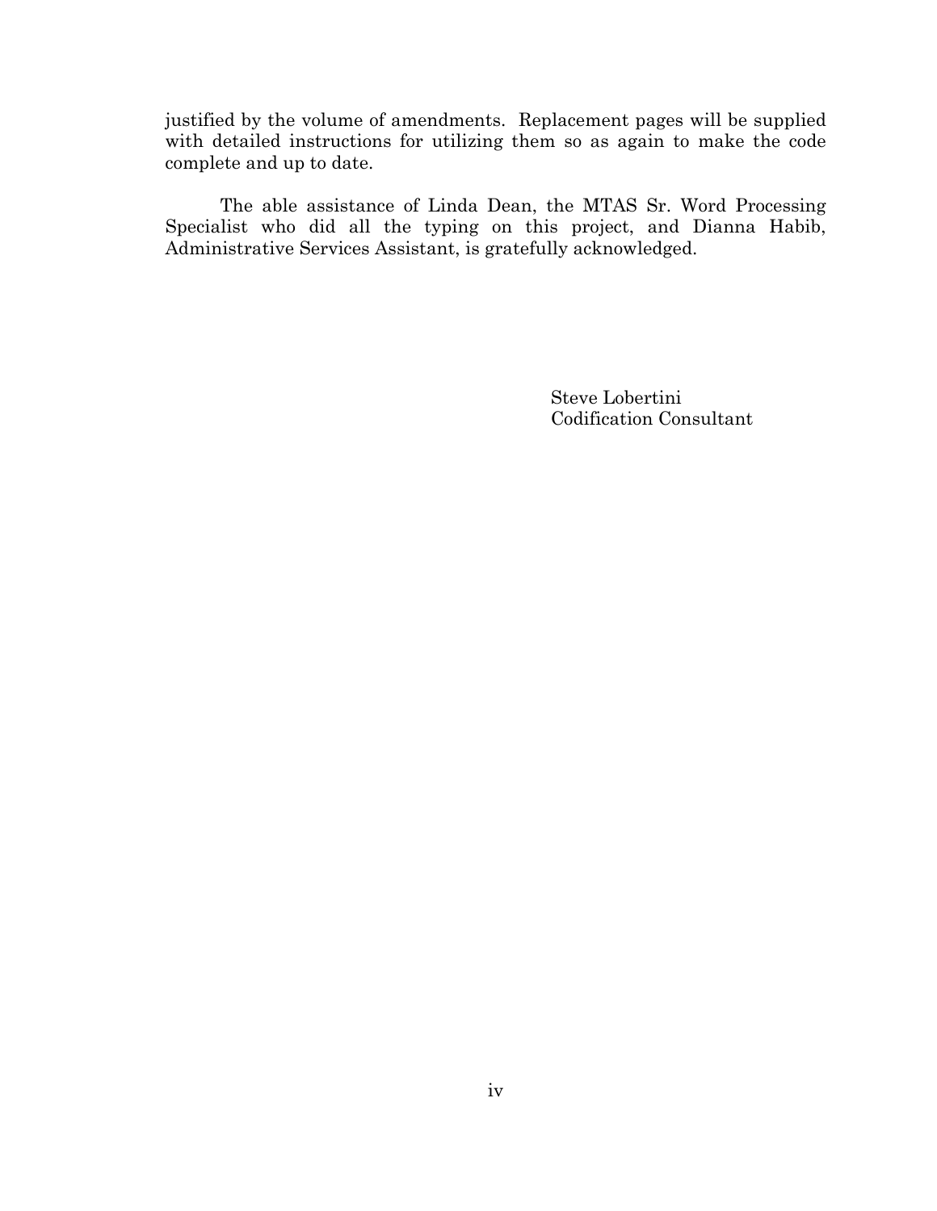justified by the volume of amendments. Replacement pages will be supplied with detailed instructions for utilizing them so as again to make the code complete and up to date.

The able assistance of Linda Dean, the MTAS Sr. Word Processing Specialist who did all the typing on this project, and Dianna Habib, Administrative Services Assistant, is gratefully acknowledged.

Steve Lobertini
Codification Consultant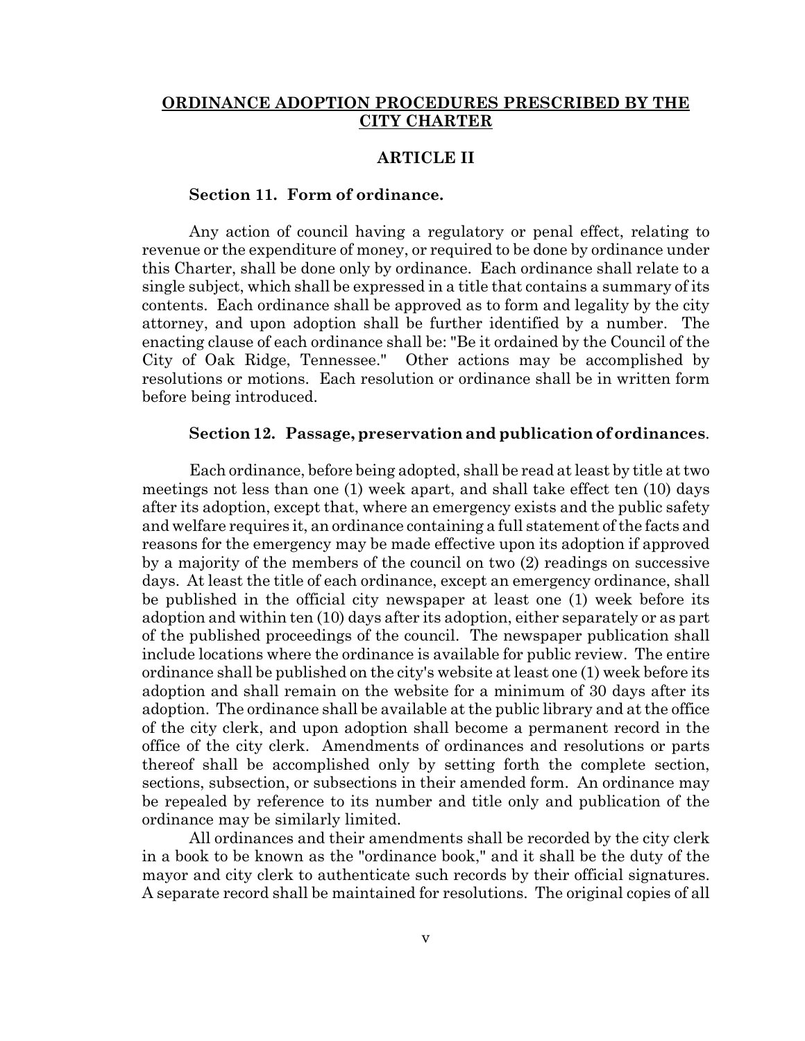## ORDINANCE ADOPTION PROCEDURES PRESCRIBED BY THE CITY CHARTER

### ARTICLE II

**Section 11. Form of ordinance.**

Any action of council having a regulatory or penal effect, relating to revenue or the expenditure of money, or required to be done by ordinance under this Charter, shall be done only by ordinance. Each ordinance shall relate to a single subject, which shall be expressed in a title that contains a summary of its contents. Each ordinance shall be approved as to form and legality by the city attorney, and upon adoption shall be further identified by a number. The enacting clause of each ordinance shall be: "Be it ordained by the Council of the City of Oak Ridge, Tennessee." Other actions may be accomplished by resolutions or motions. Each resolution or ordinance shall be in written form before being introduced.

**Section 12. Passage, preservation and publication of ordinances.**

Each ordinance, before being adopted, shall be read at least by title at two meetings not less than one (1) week apart, and shall take effect ten (10) days after its adoption, except that, where an emergency exists and the public safety and welfare requires it, an ordinance containing a full statement of the facts and reasons for the emergency may be made effective upon its adoption if approved by a majority of the members of the council on two (2) readings on successive days. At least the title of each ordinance, except an emergency ordinance, shall be published in the official city newspaper at least one (1) week before its adoption and within ten (10) days after its adoption, either separately or as part of the published proceedings of the council. The newspaper publication shall include locations where the ordinance is available for public review. The entire ordinance shall be published on the city's website at least one (1) week before its adoption and shall remain on the website for a minimum of 30 days after its adoption. The ordinance shall be available at the public library and at the office of the city clerk, and upon adoption shall become a permanent record in the office of the city clerk. Amendments of ordinances and resolutions or parts thereof shall be accomplished only by setting forth the complete section, sections, subsection, or subsections in their amended form. An ordinance may be repealed by reference to its number and title only and publication of the ordinance may be similarly limited.

All ordinances and their amendments shall be recorded by the city clerk in a book to be known as the "ordinance book," and it shall be the duty of the mayor and city clerk to authenticate such records by their official signatures. A separate record shall be maintained for resolutions. The original copies of all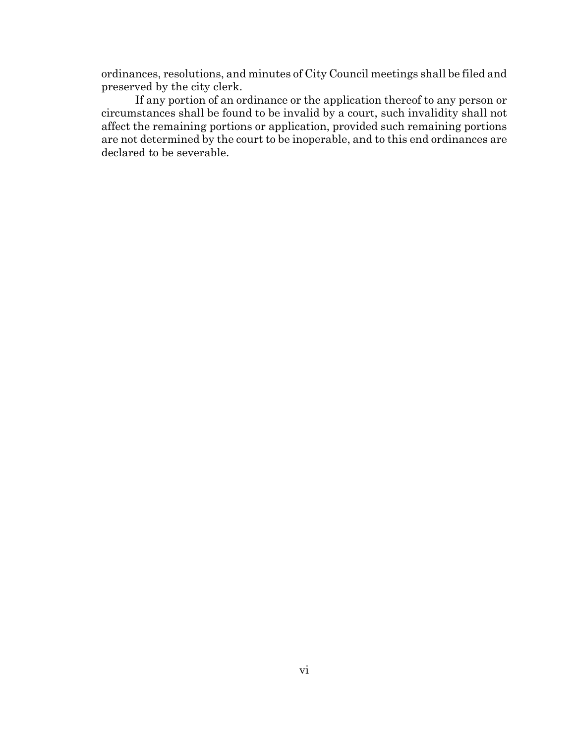ordinances, resolutions, and minutes of City Council meetings shall be filed and preserved by the city clerk.

If any portion of an ordinance or the application thereof to any person or circumstances shall be found to be invalid by a court, such invalidity shall not affect the remaining portions or application, provided such remaining portions are not determined by the court to be inoperable, and to this end ordinances are declared to be severable.